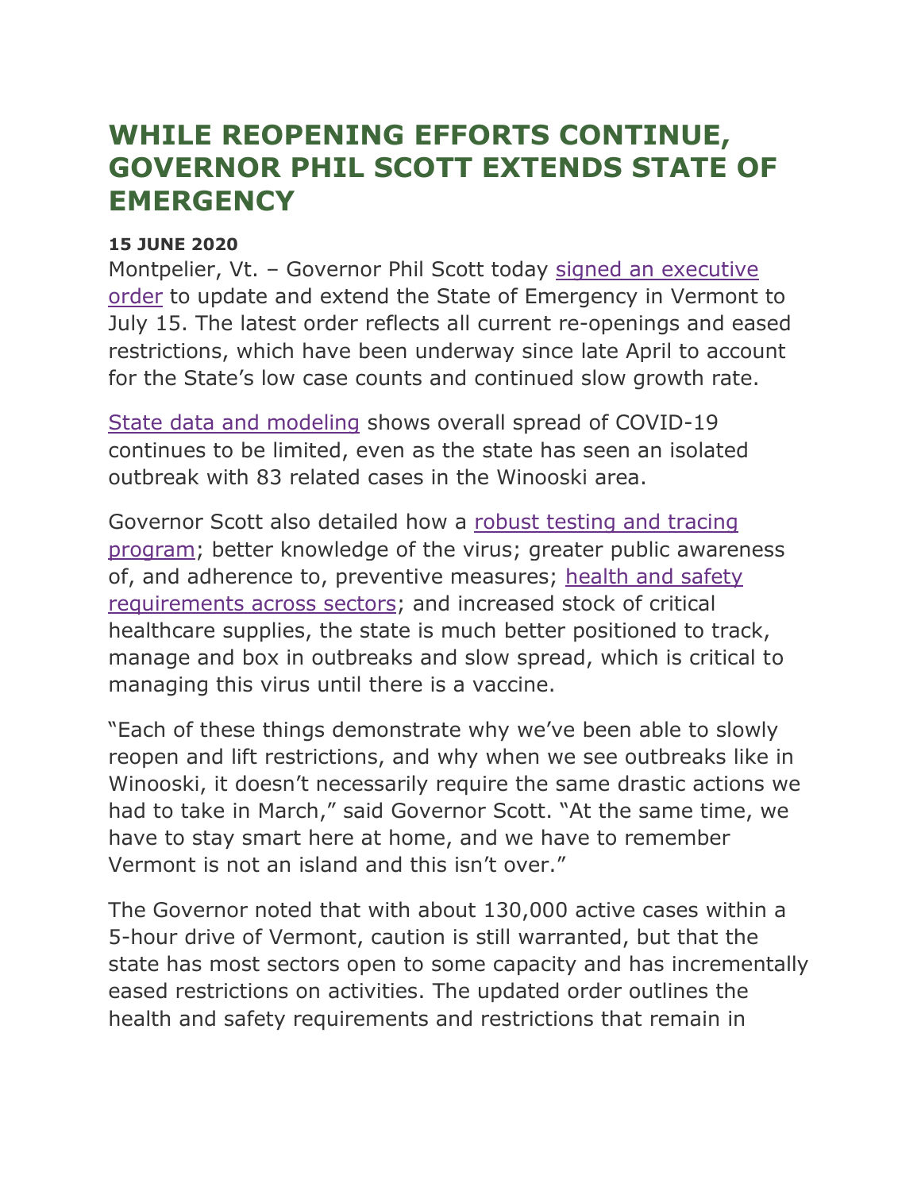# WHILE REOPENING EFFORTS CONTINUE, GOVERNOR PHIL SCOTT EXTENDS STATE OF EMERGENCY

**15 JUNE 2020**

Montpelier, Vt. – Governor Phil Scott today signed an executive order to update and extend the State of Emergency in Vermont to July 15. The latest order reflects all current re-openings and eased restrictions, which have been underway since late April to account for the State's low case counts and continued slow growth rate.

State data and modeling shows overall spread of COVID-19 continues to be limited, even as the state has seen an isolated outbreak with 83 related cases in the Winooski area.

Governor Scott also detailed how a robust testing and tracing program; better knowledge of the virus; greater public awareness of, and adherence to, preventive measures; health and safety requirements across sectors; and increased stock of critical healthcare supplies, the state is much better positioned to track, manage and box in outbreaks and slow spread, which is critical to managing this virus until there is a vaccine.

"Each of these things demonstrate why we've been able to slowly reopen and lift restrictions, and why when we see outbreaks like in Winooski, it doesn't necessarily require the same drastic actions we had to take in March," said Governor Scott. "At the same time, we have to stay smart here at home, and we have to remember Vermont is not an island and this isn't over."

The Governor noted that with about 130,000 active cases within a 5-hour drive of Vermont, caution is still warranted, but that the state has most sectors open to some capacity and has incrementally eased restrictions on activities. The updated order outlines the health and safety requirements and restrictions that remain in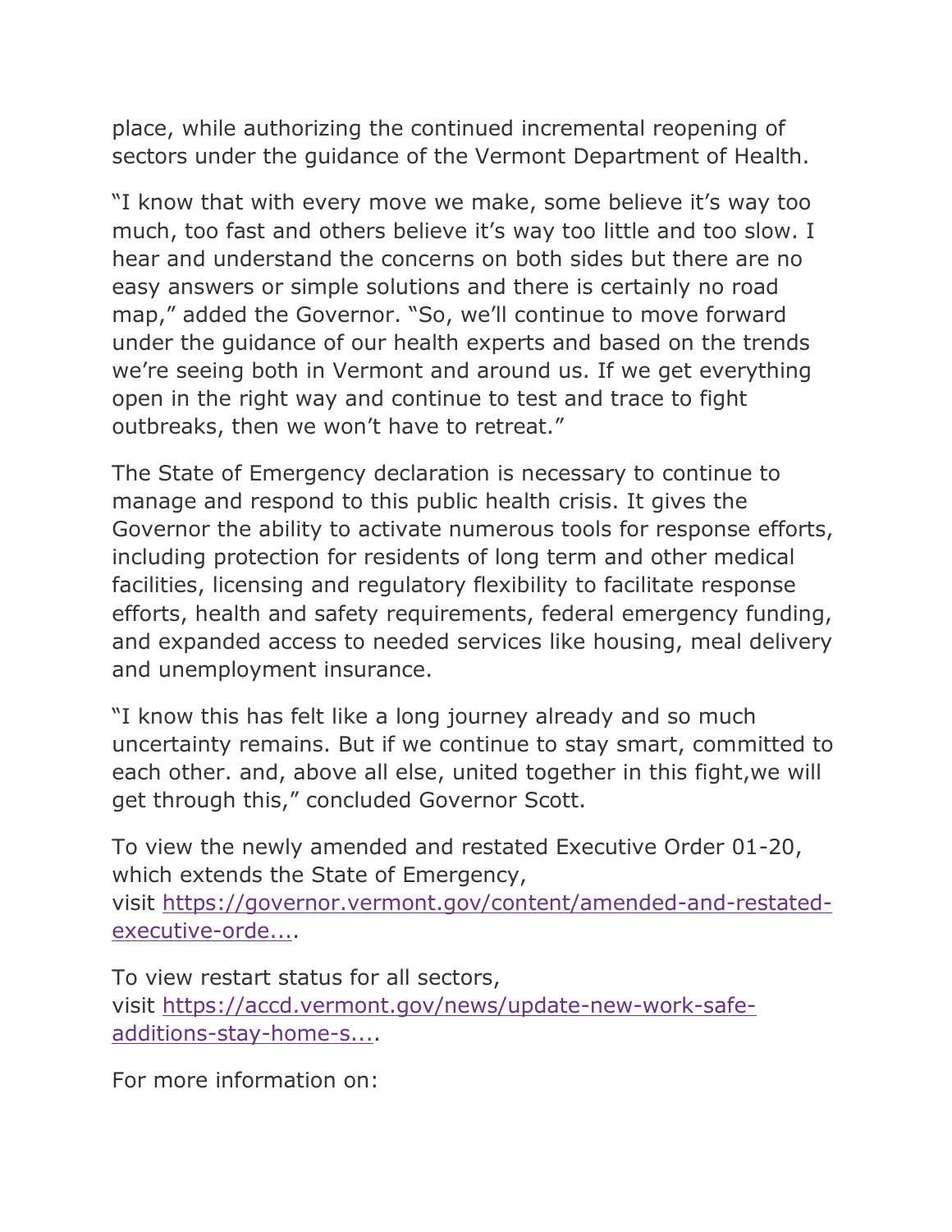place, while authorizing the continued incremental reopening of sectors under the guidance of the Vermont Department of Health.

"I know that with every move we make, some believe it's way too much, too fast and others believe it's way too little and too slow. I hear and understand the concerns on both sides but there are no easy answers or simple solutions and there is certainly no road map," added the Governor. "So, we'll continue to move forward under the guidance of our health experts and based on the trends we're seeing both in Vermont and around us. If we get everything open in the right way and continue to test and trace to fight outbreaks, then we won't have to retreat."

The State of Emergency declaration is necessary to continue to manage and respond to this public health crisis. It gives the Governor the ability to activate numerous tools for response efforts, including protection for residents of long term and other medical facilities, licensing and regulatory flexibility to facilitate response efforts, health and safety requirements, federal emergency funding, and expanded access to needed services like housing, meal delivery and unemployment insurance.

"I know this has felt like a long journey already and so much uncertainty remains. But if we continue to stay smart, committed to each other. and, above all else, united together in this fight,we will get through this," concluded Governor Scott.

To view the newly amended and restated Executive Order 01-20, which extends the State of Emergency, visit [https://governor.vermont.gov/content/amended-and-restated-executive-orde...](https://governor.vermont.gov/content/amended-and-restated-executive-orde...).

To view restart status for all sectors, visit [https://accd.vermont.gov/news/update-new-work-safe-additions-stay-home-s...](https://accd.vermont.gov/news/update-new-work-safe-additions-stay-home-s...).

For more information on: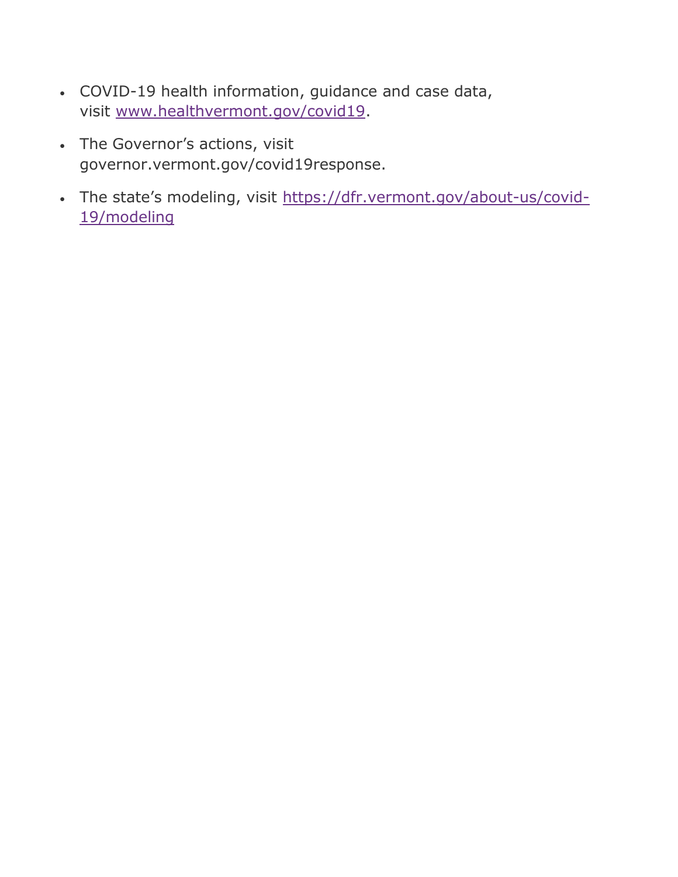- COVID-19 health information, guidance and case data, visit [www.healthvermont.gov/covid19](http://www.healthvermont.gov/covid19).
- The Governor's actions, visit governor.vermont.gov/covid19response.
- The state's modeling, visit [https://dfr.vermont.gov/about-us/covid-19/modeling](https://dfr.vermont.gov/about-us/covid-19/modeling)